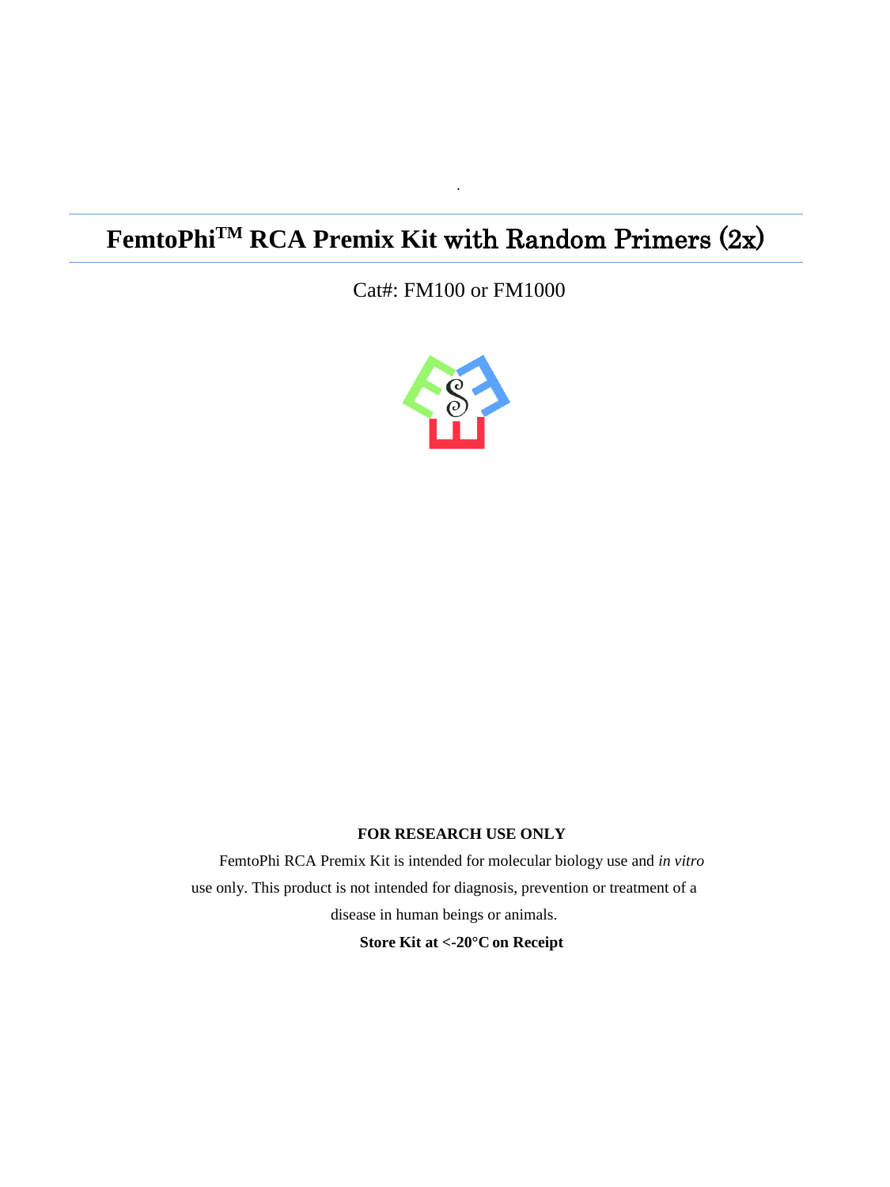# FemtoPhi$^{TM}$ RCA Premix Kit with Random Primers (2x)

Cat#: FM100 or FM1000

**FOR RESEARCH USE ONLY**

FemtoPhi RCA Premix Kit is intended for molecular biology use and *in vitro* use only. This product is not intended for diagnosis, prevention or treatment of a disease in human beings or animals.

**Store Kit at <-20°C on Receipt**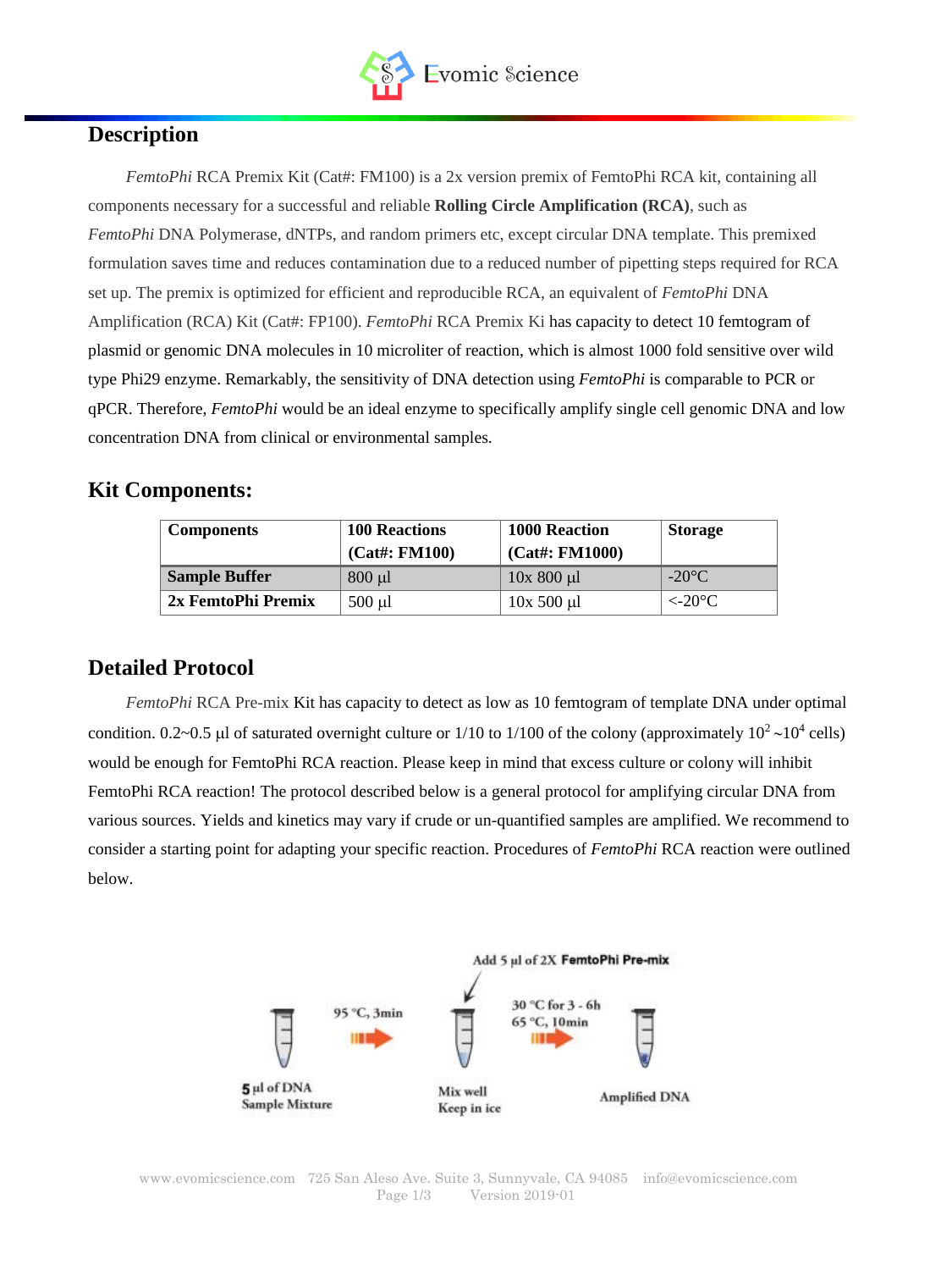## Description

*FemtoPhi* RCA Premix Kit (Cat#: FM100) is a 2x version premix of FemtoPhi RCA kit, containing all components necessary for a successful and reliable **Rolling Circle Amplification (RCA)**, such as *FemtoPhi* DNA Polymerase, dNTPs, and random primers etc, except circular DNA template. This premixed formulation saves time and reduces contamination due to a reduced number of pipetting steps required for RCA set up. The premix is optimized for efficient and reproducible RCA, an equivalent of *FemtoPhi* DNA Amplification (RCA) Kit (Cat#: FP100). *FemtoPhi* RCA Premix Ki has capacity to detect 10 femtogram of plasmid or genomic DNA molecules in 10 microliter of reaction, which is almost 1000 fold sensitive over wild type Phi29 enzyme. Remarkably, the sensitivity of DNA detection using *FemtoPhi* is comparable to PCR or qPCR. Therefore, *FemtoPhi* would be an ideal enzyme to specifically amplify single cell genomic DNA and low concentration DNA from clinical or environmental samples.

## Kit Components:

| Components | 100 Reactions (Cat#: FM100) | 1000 Reaction (Cat#: FM1000) | Storage |
|---|---|---|---|
| **Sample Buffer** | 800 µl | 10x 800 µl | -20°C |
| **2x FemtoPhi Premix** | 500 µl | 10x 500 µl | <-20°C |

## Detailed Protocol

*FemtoPhi* RCA Pre-mix Kit has capacity to detect as low as 10 femtogram of template DNA under optimal condition. 0.2~0.5 µl of saturated overnight culture or 1/10 to 1/100 of the colony (approximately $10^2$ ~$10^4$ cells) would be enough for FemtoPhi RCA reaction. Please keep in mind that excess culture or colony will inhibit FemtoPhi RCA reaction! The protocol described below is a general protocol for amplifying circular DNA from various sources. Yields and kinetics may vary if crude or un-quantified samples are amplified. We recommend to consider a starting point for adapting your specific reaction. Procedures of *FemtoPhi* RCA reaction were outlined below.

5 µl of DNA Sample Mixture → 95 °C, 3min → Mix well, Keep in ice (Add 5 µl of 2X FemtoPhi Pre-mix) → 30 °C for 3 - 6h, 65 °C, 10min → Amplified DNA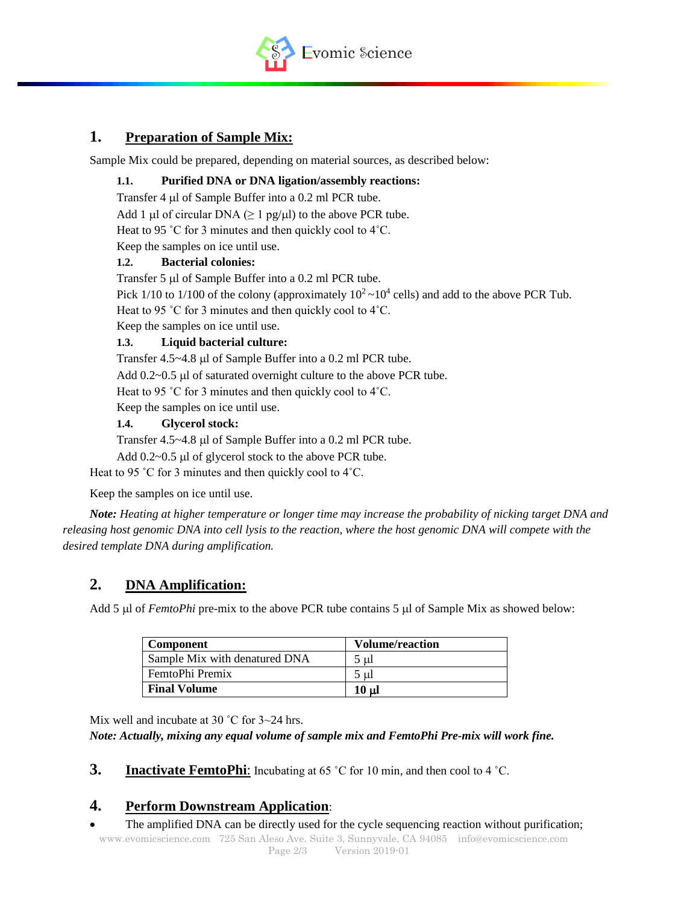## 1. Preparation of Sample Mix:

Sample Mix could be prepared, depending on material sources, as described below:

### 1.1. Purified DNA or DNA ligation/assembly reactions:

Transfer 4 μl of Sample Buffer into a 0.2 ml PCR tube.

Add 1 μl of circular DNA (≥ 1 pg/μl) to the above PCR tube.

Heat to 95 ˚C for 3 minutes and then quickly cool to 4˚C.

Keep the samples on ice until use.

### 1.2. Bacterial colonies:

Transfer 5 μl of Sample Buffer into a 0.2 ml PCR tube.

Pick 1/10 to 1/100 of the colony (approximately $10^2$~$10^4$ cells) and add to the above PCR Tub.

Heat to 95 ˚C for 3 minutes and then quickly cool to 4˚C.

Keep the samples on ice until use.

### 1.3. Liquid bacterial culture:

Transfer 4.5~4.8 μl of Sample Buffer into a 0.2 ml PCR tube.

Add 0.2~0.5 μl of saturated overnight culture to the above PCR tube.

Heat to 95 ˚C for 3 minutes and then quickly cool to 4˚C.

Keep the samples on ice until use.

### 1.4. Glycerol stock:

Transfer 4.5~4.8 μl of Sample Buffer into a 0.2 ml PCR tube.

Add 0.2~0.5 μl of glycerol stock to the above PCR tube.

Heat to 95 ˚C for 3 minutes and then quickly cool to 4˚C.

Keep the samples on ice until use.

***Note:*** *Heating at higher temperature or longer time may increase the probability of nicking target DNA and releasing host genomic DNA into cell lysis to the reaction, where the host genomic DNA will compete with the desired template DNA during amplification.*

## 2. DNA Amplification:

Add 5 μl of *FemtoPhi* pre-mix to the above PCR tube contains 5 μl of Sample Mix as showed below:

| Component | Volume/reaction |
|---|---|
| Sample Mix with denatured DNA | 5 μl |
| FemtoPhi Premix | 5 μl |
| **Final Volume** | **10 μl** |

Mix well and incubate at 30 ˚C for 3~24 hrs.

***Note: Actually, mixing any equal volume of sample mix and FemtoPhi Pre-mix will work fine.***

## 3. Inactivate FemtoPhi: Incubating at 65 ˚C for 10 min, and then cool to 4 ˚C.

## 4. Perform Downstream Application:

- The amplified DNA can be directly used for the cycle sequencing reaction without purification;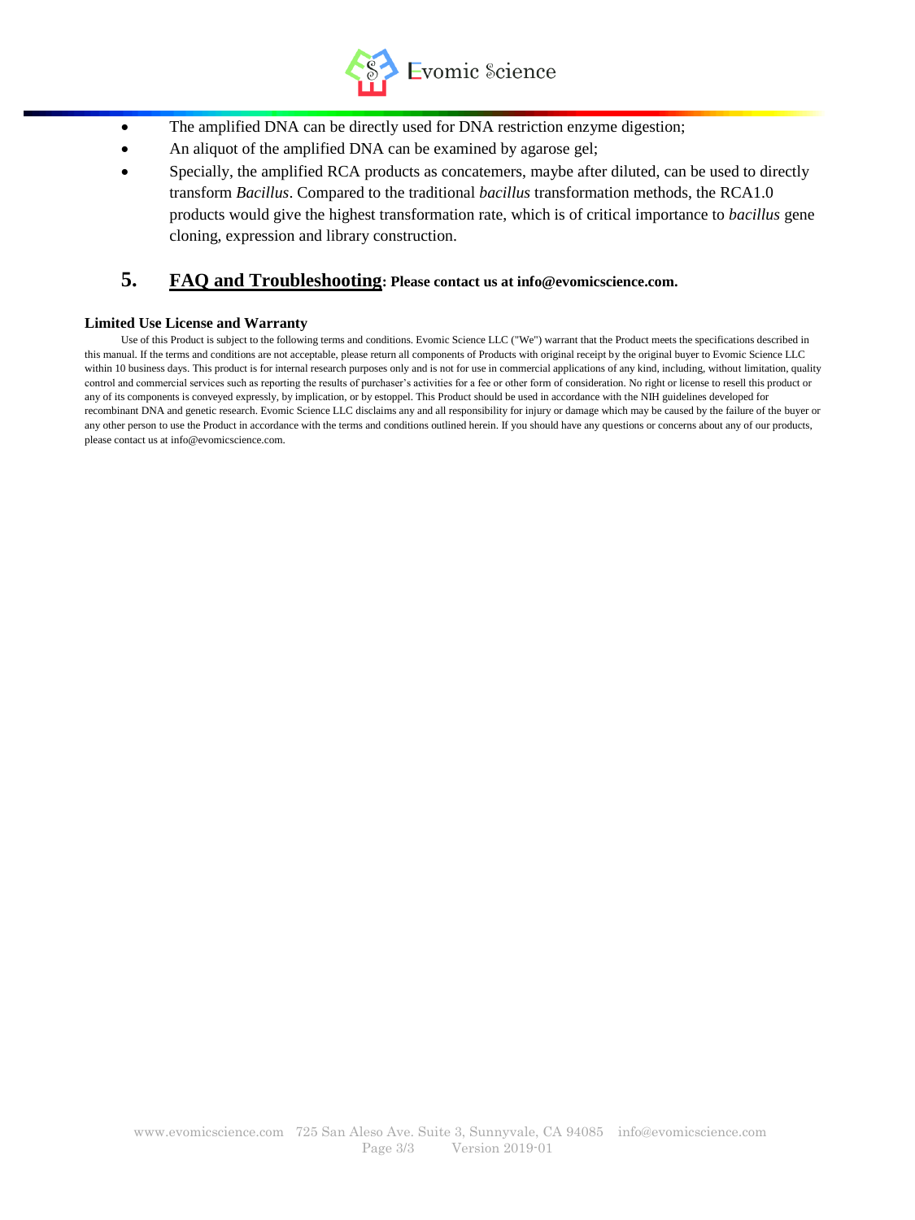- The amplified DNA can be directly used for DNA restriction enzyme digestion;
- An aliquot of the amplified DNA can be examined by agarose gel;
- Specially, the amplified RCA products as concatemers, maybe after diluted, can be used to directly transform *Bacillus*. Compared to the traditional *bacillus* transformation methods, the RCA1.0 products would give the highest transformation rate, which is of critical importance to *bacillus* gene cloning, expression and library construction.

## 5. FAQ and Troubleshooting: **Please contact us at info@evomicscience.com.**

**Limited Use License and Warranty**

Use of this Product is subject to the following terms and conditions. Evomic Science LLC ("We") warrant that the Product meets the specifications described in this manual. If the terms and conditions are not acceptable, please return all components of Products with original receipt by the original buyer to Evomic Science LLC within 10 business days. This product is for internal research purposes only and is not for use in commercial applications of any kind, including, without limitation, quality control and commercial services such as reporting the results of purchaser's activities for a fee or other form of consideration. No right or license to resell this product or any of its components is conveyed expressly, by implication, or by estoppel. This Product should be used in accordance with the NIH guidelines developed for recombinant DNA and genetic research. Evomic Science LLC disclaims any and all responsibility for injury or damage which may be caused by the failure of the buyer or any other person to use the Product in accordance with the terms and conditions outlined herein. If you should have any questions or concerns about any of our products, please contact us at info@evomicscience.com.